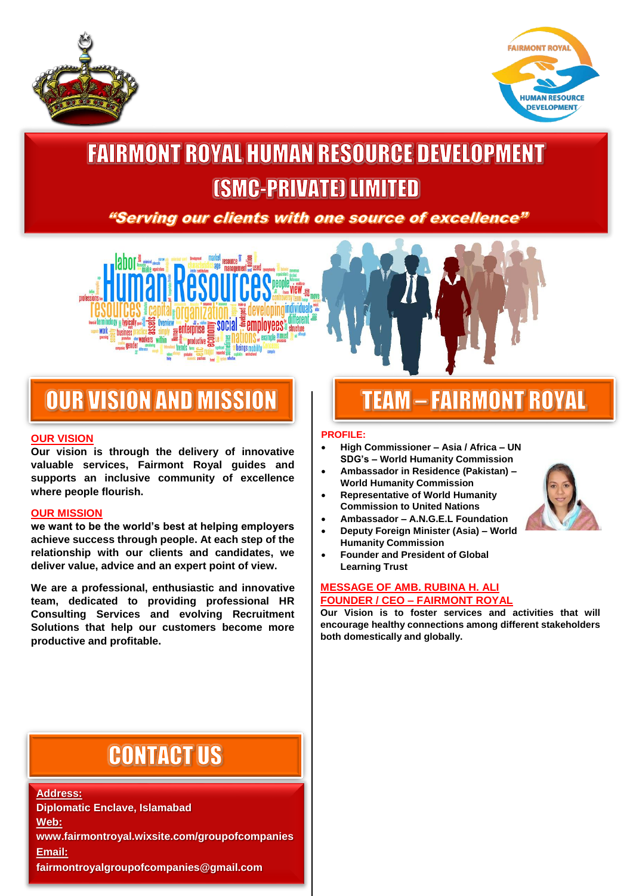# FAIRMONT ROYAL HUMAN RESOURCE DEVELOPMENT

# (SMC-PRIVATE) LIMITED

*"Serving our clients with one source of excellence"*

## OUR VISION AND MISSION

**OUR VISION**

**Our vision is through the delivery of innovative valuable services, Fairmont Royal guides and supports an inclusive community of excellence where people flourish.**

**OUR MISSION**

**we want to be the world's best at helping employers achieve success through people. At each step of the relationship with our clients and candidates, we deliver value, advice and an expert point of view.**

**We are a professional, enthusiastic and innovative team, dedicated to providing professional HR Consulting Services and evolving Recruitment Solutions that help our customers become more productive and profitable.**

## CONTACT US

**Address:**
**Diplomatic Enclave, Islamabad**
**Web:**
**www.fairmontroyal.wixsite.com/groupofcompanies**
**Email:**
**fairmontroyalgroupofcompanies@gmail.com**

## TEAM – FAIRMONT ROYAL

**PROFILE:**

- **High Commissioner – Asia / Africa – UN SDG's – World Humanity Commission**
- **Ambassador in Residence (Pakistan) – World Humanity Commission**
- **Representative of World Humanity Commission to United Nations**
- **Ambassador – A.N.G.E.L Foundation**
- **Deputy Foreign Minister (Asia) – World Humanity Commission**
- **Founder and President of Global Learning Trust**

**MESSAGE OF AMB. RUBINA H. ALI**
**FOUNDER / CEO – FAIRMONT ROYAL**

**Our Vision is to foster services and activities that will encourage healthy connections among different stakeholders both domestically and globally.**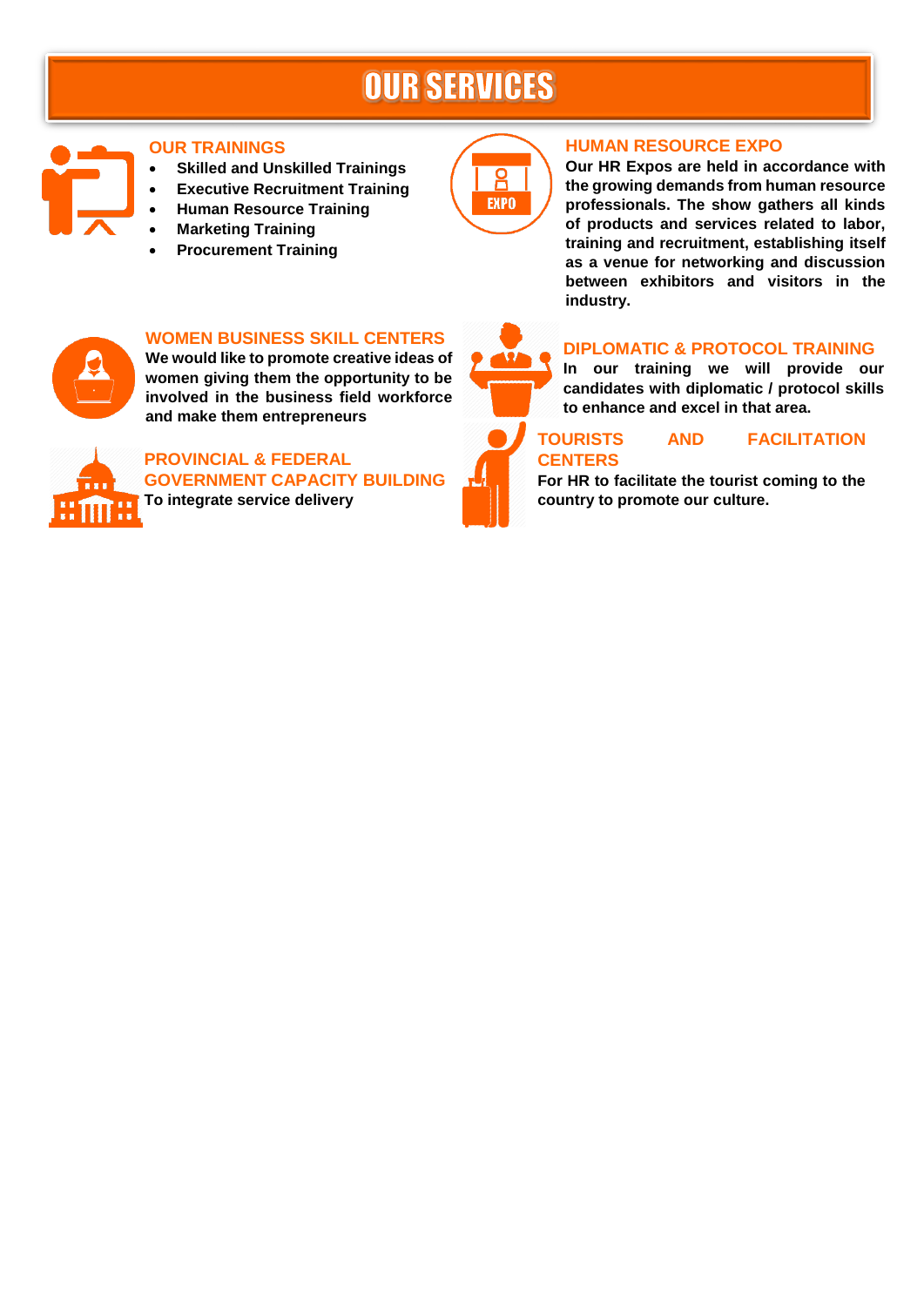# OUR SERVICES

## OUR TRAININGS

- **Skilled and Unskilled Trainings**
- **Executive Recruitment Training**
- **Human Resource Training**
- **Marketing Training**
- **Procurement Training**

## HUMAN RESOURCE EXPO

**Our HR Expos are held in accordance with the growing demands from human resource professionals. The show gathers all kinds of products and services related to labor, training and recruitment, establishing itself as a venue for networking and discussion between exhibitors and visitors in the industry.**

## WOMEN BUSINESS SKILL CENTERS

**We would like to promote creative ideas of women giving them the opportunity to be involved in the business field workforce and make them entrepreneurs**

## DIPLOMATIC & PROTOCOL TRAINING

**In our training we will provide our candidates with diplomatic / protocol skills to enhance and excel in that area.**

## PROVINCIAL & FEDERAL GOVERNMENT CAPACITY BUILDING

**To integrate service delivery**

## TOURISTS AND FACILITATION CENTERS

**For HR to facilitate the tourist coming to the country to promote our culture.**